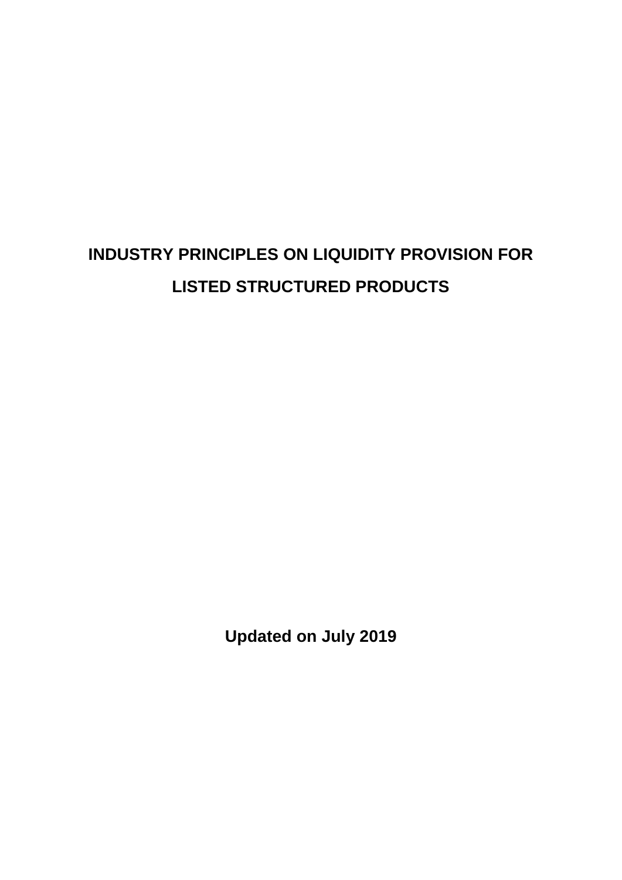# INDUSTRY PRINCIPLES ON LIQUIDITY PROVISION FOR LISTED STRUCTURED PRODUCTS

**Updated on July 2019**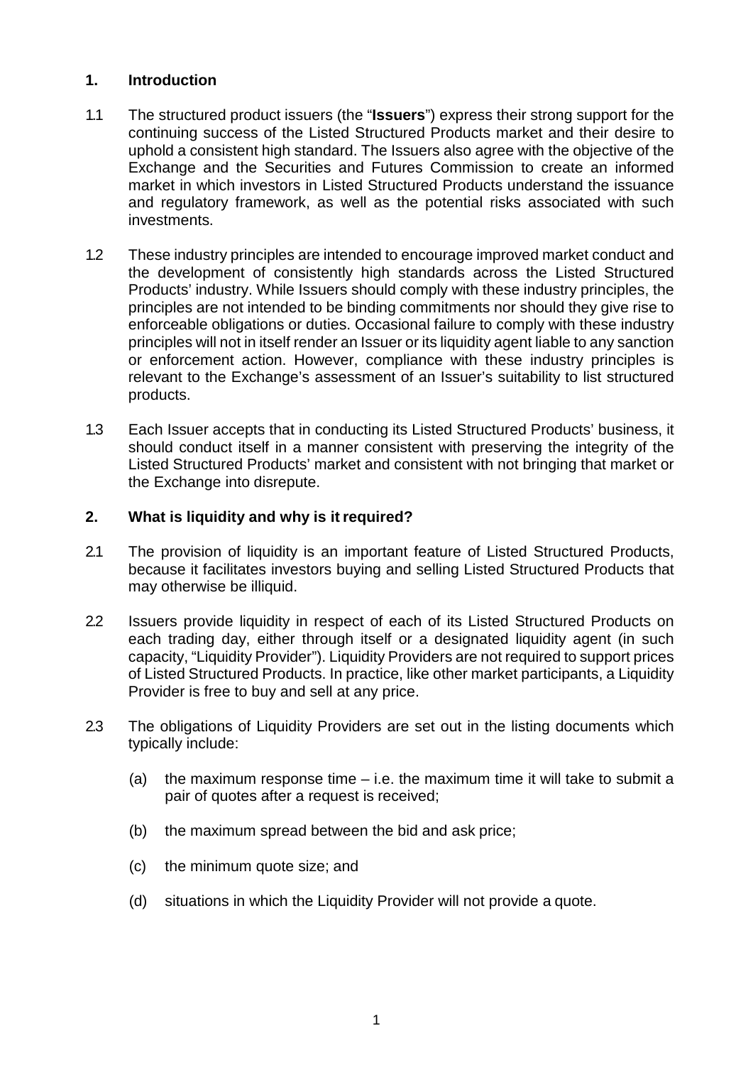## 1. Introduction

1.1 The structured product issuers (the "**Issuers**") express their strong support for the continuing success of the Listed Structured Products market and their desire to uphold a consistent high standard. The Issuers also agree with the objective of the Exchange and the Securities and Futures Commission to create an informed market in which investors in Listed Structured Products understand the issuance and regulatory framework, as well as the potential risks associated with such investments.

1.2 These industry principles are intended to encourage improved market conduct and the development of consistently high standards across the Listed Structured Products' industry. While Issuers should comply with these industry principles, the principles are not intended to be binding commitments nor should they give rise to enforceable obligations or duties. Occasional failure to comply with these industry principles will not in itself render an Issuer or its liquidity agent liable to any sanction or enforcement action. However, compliance with these industry principles is relevant to the Exchange's assessment of an Issuer's suitability to list structured products.

1.3 Each Issuer accepts that in conducting its Listed Structured Products' business, it should conduct itself in a manner consistent with preserving the integrity of the Listed Structured Products' market and consistent with not bringing that market or the Exchange into disrepute.

## 2. What is liquidity and why is it required?

2.1 The provision of liquidity is an important feature of Listed Structured Products, because it facilitates investors buying and selling Listed Structured Products that may otherwise be illiquid.

2.2 Issuers provide liquidity in respect of each of its Listed Structured Products on each trading day, either through itself or a designated liquidity agent (in such capacity, "Liquidity Provider"). Liquidity Providers are not required to support prices of Listed Structured Products. In practice, like other market participants, a Liquidity Provider is free to buy and sell at any price.

2.3 The obligations of Liquidity Providers are set out in the listing documents which typically include:

(a) the maximum response time – i.e. the maximum time it will take to submit a pair of quotes after a request is received;

(b) the maximum spread between the bid and ask price;

(c) the minimum quote size; and

(d) situations in which the Liquidity Provider will not provide a quote.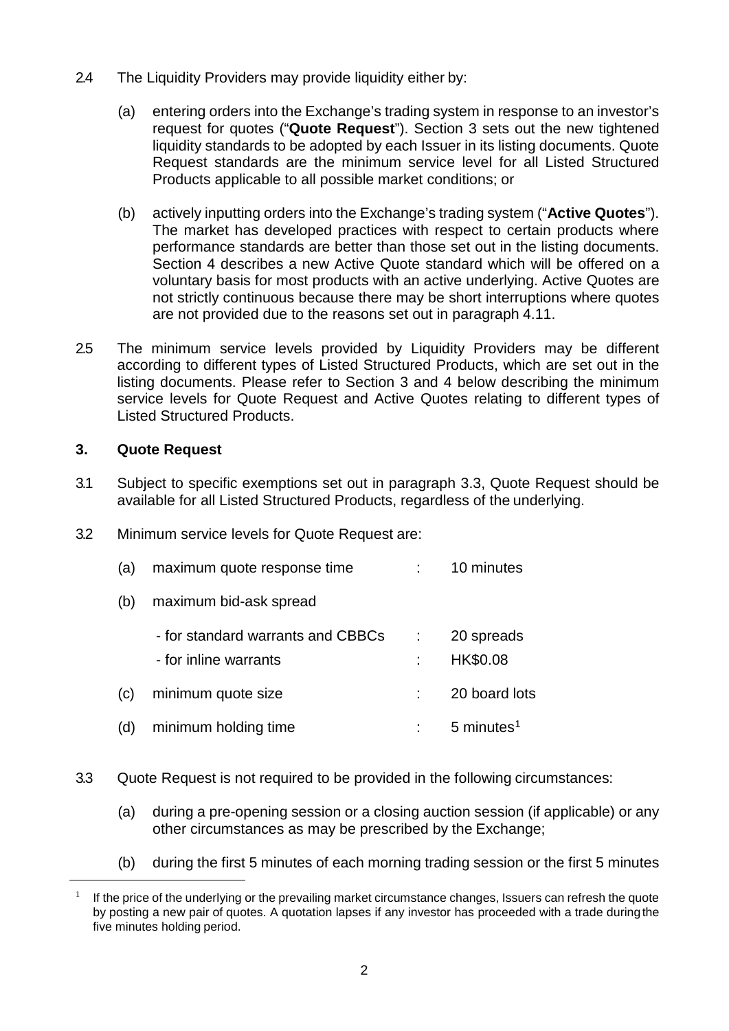2.4 The Liquidity Providers may provide liquidity either by:

(a) entering orders into the Exchange's trading system in response to an investor's request for quotes ("**Quote Request**"). Section 3 sets out the new tightened liquidity standards to be adopted by each Issuer in its listing documents. Quote Request standards are the minimum service level for all Listed Structured Products applicable to all possible market conditions; or

(b) actively inputting orders into the Exchange's trading system ("**Active Quotes**"). The market has developed practices with respect to certain products where performance standards are better than those set out in the listing documents. Section 4 describes a new Active Quote standard which will be offered on a voluntary basis for most products with an active underlying. Active Quotes are not strictly continuous because there may be short interruptions where quotes are not provided due to the reasons set out in paragraph 4.11.

2.5 The minimum service levels provided by Liquidity Providers may be different according to different types of Listed Structured Products, which are set out in the listing documents. Please refer to Section 3 and 4 below describing the minimum service levels for Quote Request and Active Quotes relating to different types of Listed Structured Products.

## 3. Quote Request

3.1 Subject to specific exemptions set out in paragraph 3.3, Quote Request should be available for all Listed Structured Products, regardless of the underlying.

3.2 Minimum service levels for Quote Request are:

| | | | |
|---|---|---|---|
| (a) | maximum quote response time | : | 10 minutes |
| (b) | maximum bid-ask spread | | |
| | - for standard warrants and CBBCs | : | 20 spreads |
| | - for inline warrants | : | HK$0.08 |
| (c) | minimum quote size | : | 20 board lots |
| (d) | minimum holding time | : | 5 minutes[1] |

3.3 Quote Request is not required to be provided in the following circumstances:

(a) during a pre-opening session or a closing auction session (if applicable) or any other circumstances as may be prescribed by the Exchange;

(b) during the first 5 minutes of each morning trading session or the first 5 minutes

[1] If the price of the underlying or the prevailing market circumstance changes, Issuers can refresh the quote by posting a new pair of quotes. A quotation lapses if any investor has proceeded with a trade during the five minutes holding period.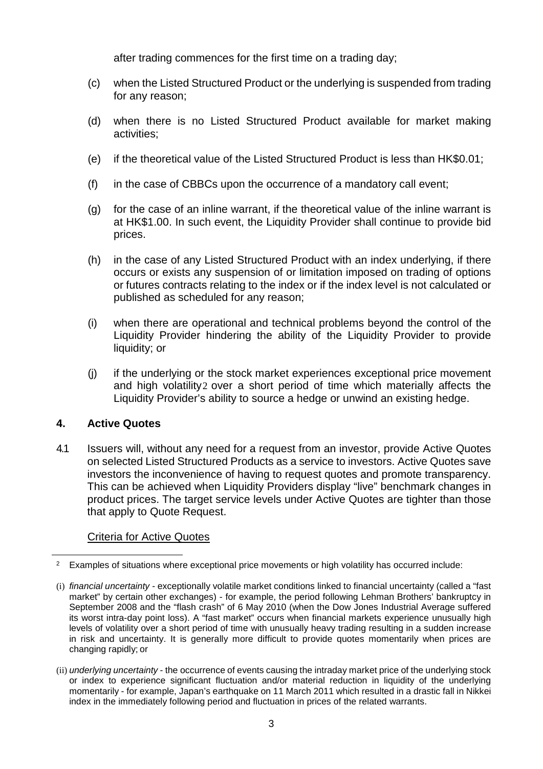after trading commences for the first time on a trading day;

(c) when the Listed Structured Product or the underlying is suspended from trading for any reason;

(d) when there is no Listed Structured Product available for market making activities;

(e) if the theoretical value of the Listed Structured Product is less than HK$0.01;

(f) in the case of CBBCs upon the occurrence of a mandatory call event;

(g) for the case of an inline warrant, if the theoretical value of the inline warrant is at HK$1.00. In such event, the Liquidity Provider shall continue to provide bid prices.

(h) in the case of any Listed Structured Product with an index underlying, if there occurs or exists any suspension of or limitation imposed on trading of options or futures contracts relating to the index or if the index level is not calculated or published as scheduled for any reason;

(i) when there are operational and technical problems beyond the control of the Liquidity Provider hindering the ability of the Liquidity Provider to provide liquidity; or

(j) if the underlying or the stock market experiences exceptional price movement and high volatility[2] over a short period of time which materially affects the Liquidity Provider's ability to source a hedge or unwind an existing hedge.

## 4. Active Quotes

4.1 Issuers will, without any need for a request from an investor, provide Active Quotes on selected Listed Structured Products as a service to investors. Active Quotes save investors the inconvenience of having to request quotes and promote transparency. This can be achieved when Liquidity Providers display "live" benchmark changes in product prices. The target service levels under Active Quotes are tighter than those that apply to Quote Request.

Criteria for Active Quotes

---

[2] Examples of situations where exceptional price movements or high volatility has occurred include:

(i) *financial uncertainty* - exceptionally volatile market conditions linked to financial uncertainty (called a "fast market" by certain other exchanges) - for example, the period following Lehman Brothers' bankruptcy in September 2008 and the "flash crash" of 6 May 2010 (when the Dow Jones Industrial Average suffered its worst intra-day point loss). A "fast market" occurs when financial markets experience unusually high levels of volatility over a short period of time with unusually heavy trading resulting in a sudden increase in risk and uncertainty. It is generally more difficult to provide quotes momentarily when prices are changing rapidly; or

(ii) *underlying uncertainty* - the occurrence of events causing the intraday market price of the underlying stock or index to experience significant fluctuation and/or material reduction in liquidity of the underlying momentarily - for example, Japan's earthquake on 11 March 2011 which resulted in a drastic fall in Nikkei index in the immediately following period and fluctuation in prices of the related warrants.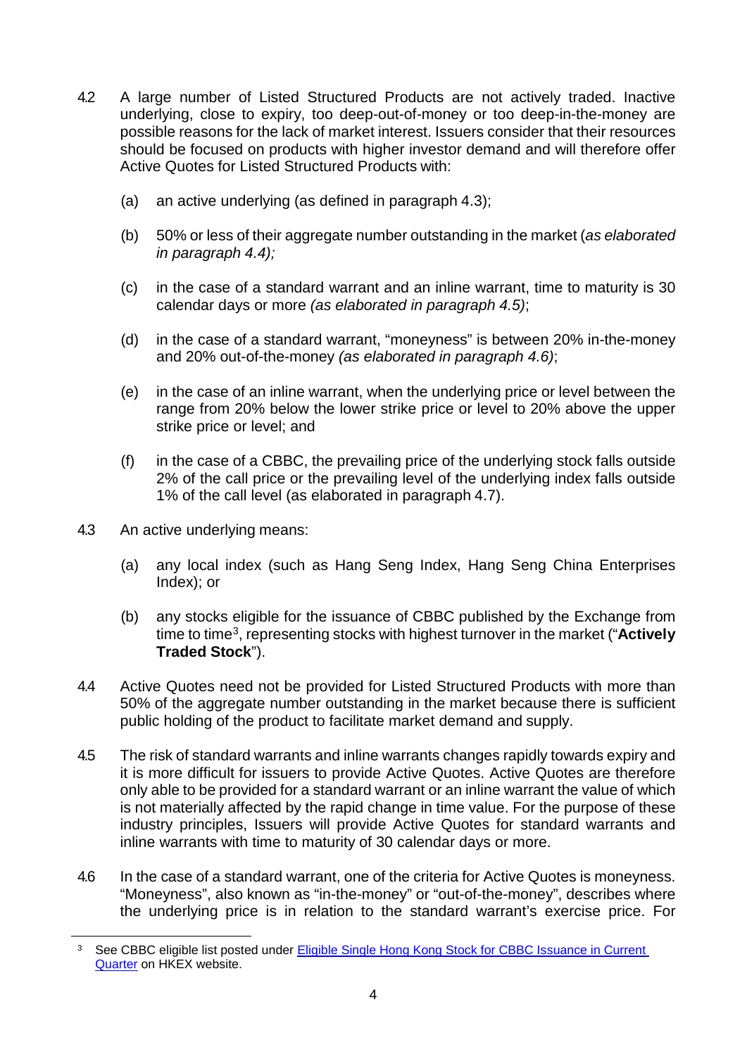4.2 A large number of Listed Structured Products are not actively traded. Inactive underlying, close to expiry, too deep-out-of-money or too deep-in-the-money are possible reasons for the lack of market interest. Issuers consider that their resources should be focused on products with higher investor demand and will therefore offer Active Quotes for Listed Structured Products with:

(a) an active underlying (as defined in paragraph 4.3);

(b) 50% or less of their aggregate number outstanding in the market (*as elaborated in paragraph 4.4);*

(c) in the case of a standard warrant and an inline warrant, time to maturity is 30 calendar days or more *(as elaborated in paragraph 4.5)*;

(d) in the case of a standard warrant, "moneyness" is between 20% in-the-money and 20% out-of-the-money *(as elaborated in paragraph 4.6)*;

(e) in the case of an inline warrant, when the underlying price or level between the range from 20% below the lower strike price or level to 20% above the upper strike price or level; and

(f) in the case of a CBBC, the prevailing price of the underlying stock falls outside 2% of the call price or the prevailing level of the underlying index falls outside 1% of the call level (as elaborated in paragraph 4.7).

4.3 An active underlying means:

(a) any local index (such as Hang Seng Index, Hang Seng China Enterprises Index); or

(b) any stocks eligible for the issuance of CBBC published by the Exchange from time to time[3], representing stocks with highest turnover in the market ("**Actively Traded Stock**").

4.4 Active Quotes need not be provided for Listed Structured Products with more than 50% of the aggregate number outstanding in the market because there is sufficient public holding of the product to facilitate market demand and supply.

4.5 The risk of standard warrants and inline warrants changes rapidly towards expiry and it is more difficult for issuers to provide Active Quotes. Active Quotes are therefore only able to be provided for a standard warrant or an inline warrant the value of which is not materially affected by the rapid change in time value. For the purpose of these industry principles, Issuers will provide Active Quotes for standard warrants and inline warrants with time to maturity of 30 calendar days or more.

4.6 In the case of a standard warrant, one of the criteria for Active Quotes is moneyness. "Moneyness", also known as "in-the-money" or "out-of-the-money", describes where the underlying price is in relation to the standard warrant's exercise price. For

[3] See CBBC eligible list posted under Eligible Single Hong Kong Stock for CBBC Issuance in Current Quarter on HKEX website.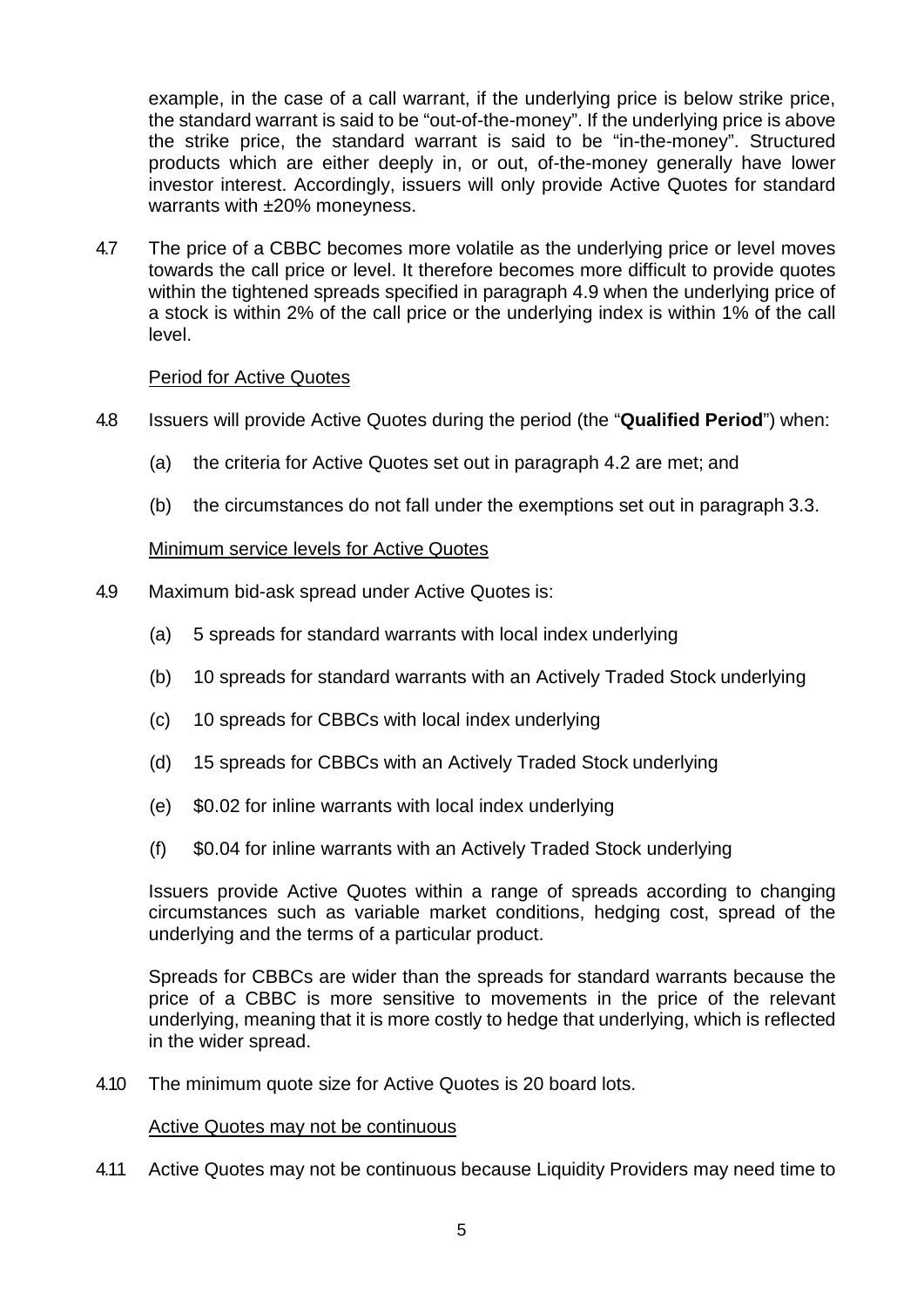example, in the case of a call warrant, if the underlying price is below strike price, the standard warrant is said to be "out-of-the-money". If the underlying price is above the strike price, the standard warrant is said to be "in-the-money". Structured products which are either deeply in, or out, of-the-money generally have lower investor interest. Accordingly, issuers will only provide Active Quotes for standard warrants with ±20% moneyness.

4.7 The price of a CBBC becomes more volatile as the underlying price or level moves towards the call price or level. It therefore becomes more difficult to provide quotes within the tightened spreads specified in paragraph 4.9 when the underlying price of a stock is within 2% of the call price or the underlying index is within 1% of the call level.

Period for Active Quotes

4.8 Issuers will provide Active Quotes during the period (the "**Qualified Period**") when:

(a) the criteria for Active Quotes set out in paragraph 4.2 are met; and

(b) the circumstances do not fall under the exemptions set out in paragraph 3.3.

Minimum service levels for Active Quotes

4.9 Maximum bid-ask spread under Active Quotes is:

(a) 5 spreads for standard warrants with local index underlying

(b) 10 spreads for standard warrants with an Actively Traded Stock underlying

(c) 10 spreads for CBBCs with local index underlying

(d) 15 spreads for CBBCs with an Actively Traded Stock underlying

(e) $0.02 for inline warrants with local index underlying

(f) $0.04 for inline warrants with an Actively Traded Stock underlying

Issuers provide Active Quotes within a range of spreads according to changing circumstances such as variable market conditions, hedging cost, spread of the underlying and the terms of a particular product.

Spreads for CBBCs are wider than the spreads for standard warrants because the price of a CBBC is more sensitive to movements in the price of the relevant underlying, meaning that it is more costly to hedge that underlying, which is reflected in the wider spread.

4.10 The minimum quote size for Active Quotes is 20 board lots.

Active Quotes may not be continuous

4.11 Active Quotes may not be continuous because Liquidity Providers may need time to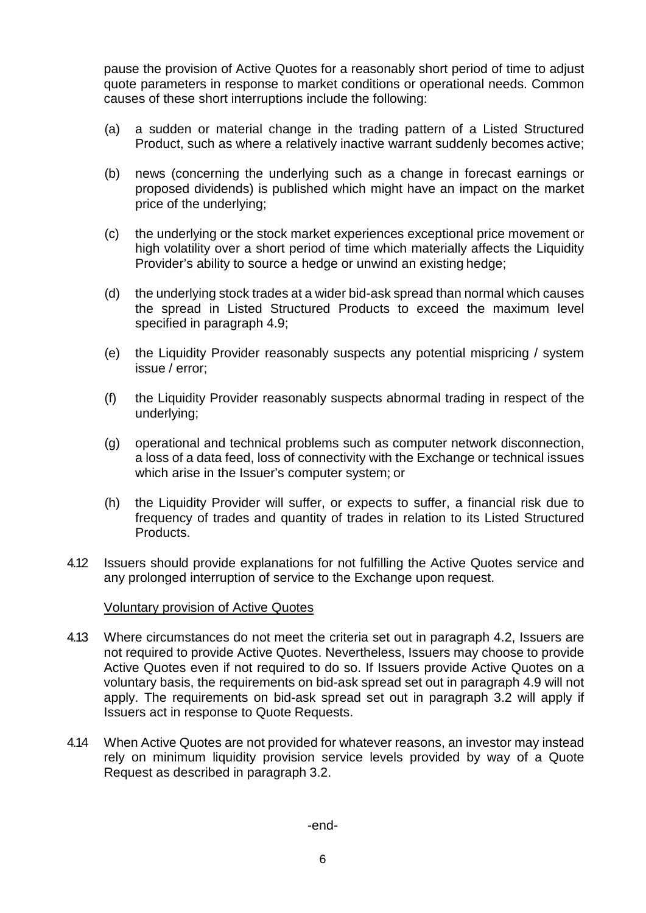pause the provision of Active Quotes for a reasonably short period of time to adjust quote parameters in response to market conditions or operational needs. Common causes of these short interruptions include the following:

(a) a sudden or material change in the trading pattern of a Listed Structured Product, such as where a relatively inactive warrant suddenly becomes active;

(b) news (concerning the underlying such as a change in forecast earnings or proposed dividends) is published which might have an impact on the market price of the underlying;

(c) the underlying or the stock market experiences exceptional price movement or high volatility over a short period of time which materially affects the Liquidity Provider's ability to source a hedge or unwind an existing hedge;

(d) the underlying stock trades at a wider bid-ask spread than normal which causes the spread in Listed Structured Products to exceed the maximum level specified in paragraph 4.9;

(e) the Liquidity Provider reasonably suspects any potential mispricing / system issue / error;

(f) the Liquidity Provider reasonably suspects abnormal trading in respect of the underlying;

(g) operational and technical problems such as computer network disconnection, a loss of a data feed, loss of connectivity with the Exchange or technical issues which arise in the Issuer's computer system; or

(h) the Liquidity Provider will suffer, or expects to suffer, a financial risk due to frequency of trades and quantity of trades in relation to its Listed Structured Products.

4.12 Issuers should provide explanations for not fulfilling the Active Quotes service and any prolonged interruption of service to the Exchange upon request.

Voluntary provision of Active Quotes

4.13 Where circumstances do not meet the criteria set out in paragraph 4.2, Issuers are not required to provide Active Quotes. Nevertheless, Issuers may choose to provide Active Quotes even if not required to do so. If Issuers provide Active Quotes on a voluntary basis, the requirements on bid-ask spread set out in paragraph 4.9 will not apply. The requirements on bid-ask spread set out in paragraph 3.2 will apply if Issuers act in response to Quote Requests.

4.14 When Active Quotes are not provided for whatever reasons, an investor may instead rely on minimum liquidity provision service levels provided by way of a Quote Request as described in paragraph 3.2.

-end-